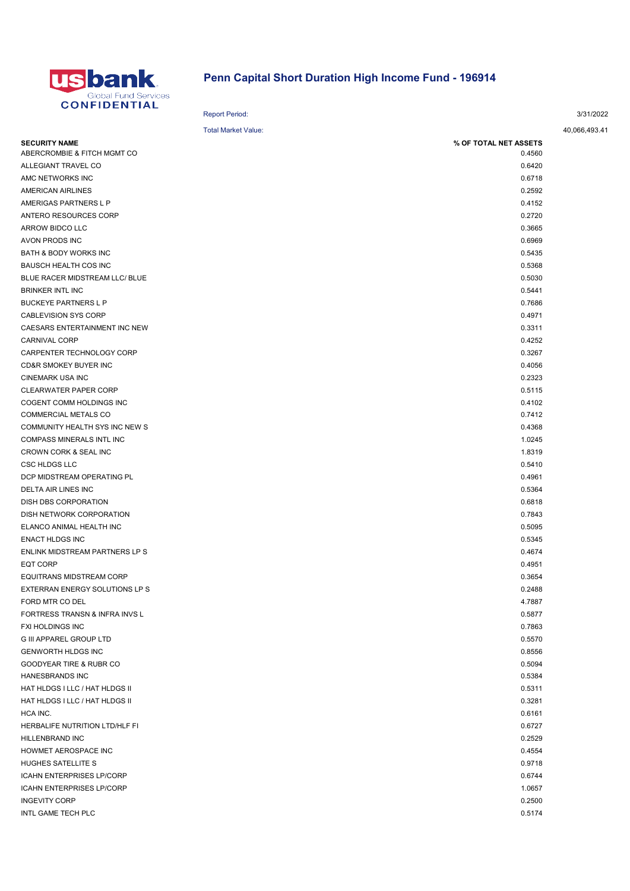# Penn Capital Short Duration High Income Fund - 196914

**CONFIDENTIAL**

Report Period: 3/31/2022

Total Market Value: 40,066,493.41

| SECURITY NAME | % OF TOTAL NET ASSETS |
|---|---|
| ABERCROMBIE & FITCH MGMT CO | 0.4560 |
| ALLEGIANT TRAVEL CO | 0.6420 |
| AMC NETWORKS INC | 0.6718 |
| AMERICAN AIRLINES | 0.2592 |
| AMERIGAS PARTNERS L P | 0.4152 |
| ANTERO RESOURCES CORP | 0.2720 |
| ARROW BIDCO LLC | 0.3665 |
| AVON PRODS INC | 0.6969 |
| BATH & BODY WORKS INC | 0.5435 |
| BAUSCH HEALTH COS INC | 0.5368 |
| BLUE RACER MIDSTREAM LLC/ BLUE | 0.5030 |
| BRINKER INTL INC | 0.5441 |
| BUCKEYE PARTNERS L P | 0.7686 |
| CABLEVISION SYS CORP | 0.4971 |
| CAESARS ENTERTAINMENT INC NEW | 0.3311 |
| CARNIVAL CORP | 0.4252 |
| CARPENTER TECHNOLOGY CORP | 0.3267 |
| CD&R SMOKEY BUYER INC | 0.4056 |
| CINEMARK USA INC | 0.2323 |
| CLEARWATER PAPER CORP | 0.5115 |
| COGENT COMM HOLDINGS INC | 0.4102 |
| COMMERCIAL METALS CO | 0.7412 |
| COMMUNITY HEALTH SYS INC NEW S | 0.4368 |
| COMPASS MINERALS INTL INC | 1.0245 |
| CROWN CORK & SEAL INC | 1.8319 |
| CSC HLDGS LLC | 0.5410 |
| DCP MIDSTREAM OPERATING PL | 0.4961 |
| DELTA AIR LINES INC | 0.5364 |
| DISH DBS CORPORATION | 0.6818 |
| DISH NETWORK CORPORATION | 0.7843 |
| ELANCO ANIMAL HEALTH INC | 0.5095 |
| ENACT HLDGS INC | 0.5345 |
| ENLINK MIDSTREAM PARTNERS LP S | 0.4674 |
| EQT CORP | 0.4951 |
| EQUITRANS MIDSTREAM CORP | 0.3654 |
| EXTERRAN ENERGY SOLUTIONS LP S | 0.2488 |
| FORD MTR CO DEL | 4.7887 |
| FORTRESS TRANSN & INFRA INVS L | 0.5877 |
| FXI HOLDINGS INC | 0.7863 |
| G III APPAREL GROUP LTD | 0.5570 |
| GENWORTH HLDGS INC | 0.8556 |
| GOODYEAR TIRE & RUBR CO | 0.5094 |
| HANESBRANDS INC | 0.5384 |
| HAT HLDGS I LLC / HAT HLDGS II | 0.5311 |
| HAT HLDGS I LLC / HAT HLDGS II | 0.3281 |
| HCA INC. | 0.6161 |
| HERBALIFE NUTRITION LTD/HLF FI | 0.6727 |
| HILLENBRAND INC | 0.2529 |
| HOWMET AEROSPACE INC | 0.4554 |
| HUGHES SATELLITE S | 0.9718 |
| ICAHN ENTERPRISES LP/CORP | 0.6744 |
| ICAHN ENTERPRISES LP/CORP | 1.0657 |
| INGEVITY CORP | 0.2500 |
| INTL GAME TECH PLC | 0.5174 |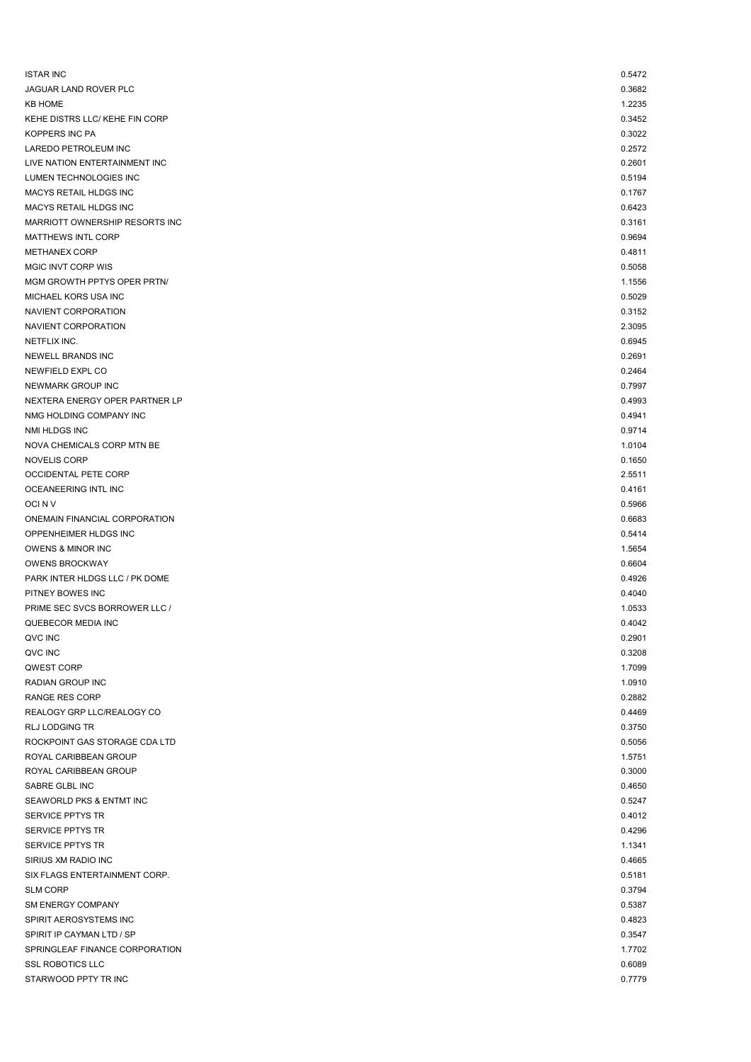| | |
|---|---|
| ISTAR INC | 0.5472 |
| JAGUAR LAND ROVER PLC | 0.3682 |
| KB HOME | 1.2235 |
| KEHE DISTRS LLC/ KEHE FIN CORP | 0.3452 |
| KOPPERS INC PA | 0.3022 |
| LAREDO PETROLEUM INC | 0.2572 |
| LIVE NATION ENTERTAINMENT INC | 0.2601 |
| LUMEN TECHNOLOGIES INC | 0.5194 |
| MACYS RETAIL HLDGS INC | 0.1767 |
| MACYS RETAIL HLDGS INC | 0.6423 |
| MARRIOTT OWNERSHIP RESORTS INC | 0.3161 |
| MATTHEWS INTL CORP | 0.9694 |
| METHANEX CORP | 0.4811 |
| MGIC INVT CORP WIS | 0.5058 |
| MGM GROWTH PPTYS OPER PRTN/ | 1.1556 |
| MICHAEL KORS USA INC | 0.5029 |
| NAVIENT CORPORATION | 0.3152 |
| NAVIENT CORPORATION | 2.3095 |
| NETFLIX INC. | 0.6945 |
| NEWELL BRANDS INC | 0.2691 |
| NEWFIELD EXPL CO | 0.2464 |
| NEWMARK GROUP INC | 0.7997 |
| NEXTERA ENERGY OPER PARTNER LP | 0.4993 |
| NMG HOLDING COMPANY INC | 0.4941 |
| NMI HLDGS INC | 0.9714 |
| NOVA CHEMICALS CORP MTN BE | 1.0104 |
| NOVELIS CORP | 0.1650 |
| OCCIDENTAL PETE CORP | 2.5511 |
| OCEANEERING INTL INC | 0.4161 |
| OCI N V | 0.5966 |
| ONEMAIN FINANCIAL CORPORATION | 0.6683 |
| OPPENHEIMER HLDGS INC | 0.5414 |
| OWENS & MINOR INC | 1.5654 |
| OWENS BROCKWAY | 0.6604 |
| PARK INTER HLDGS LLC / PK DOME | 0.4926 |
| PITNEY BOWES INC | 0.4040 |
| PRIME SEC SVCS BORROWER LLC / | 1.0533 |
| QUEBECOR MEDIA INC | 0.4042 |
| QVC INC | 0.2901 |
| QVC INC | 0.3208 |
| QWEST CORP | 1.7099 |
| RADIAN GROUP INC | 1.0910 |
| RANGE RES CORP | 0.2882 |
| REALOGY GRP LLC/REALOGY CO | 0.4469 |
| RLJ LODGING TR | 0.3750 |
| ROCKPOINT GAS STORAGE CDA LTD | 0.5056 |
| ROYAL CARIBBEAN GROUP | 1.5751 |
| ROYAL CARIBBEAN GROUP | 0.3000 |
| SABRE GLBL INC | 0.4650 |
| SEAWORLD PKS & ENTMT INC | 0.5247 |
| SERVICE PPTYS TR | 0.4012 |
| SERVICE PPTYS TR | 0.4296 |
| SERVICE PPTYS TR | 1.1341 |
| SIRIUS XM RADIO INC | 0.4665 |
| SIX FLAGS ENTERTAINMENT CORP. | 0.5181 |
| SLM CORP | 0.3794 |
| SM ENERGY COMPANY | 0.5387 |
| SPIRIT AEROSYSTEMS INC | 0.4823 |
| SPIRIT IP CAYMAN LTD / SP | 0.3547 |
| SPRINGLEAF FINANCE CORPORATION | 1.7702 |
| SSL ROBOTICS LLC | 0.6089 |
| STARWOOD PPTY TR INC | 0.7779 |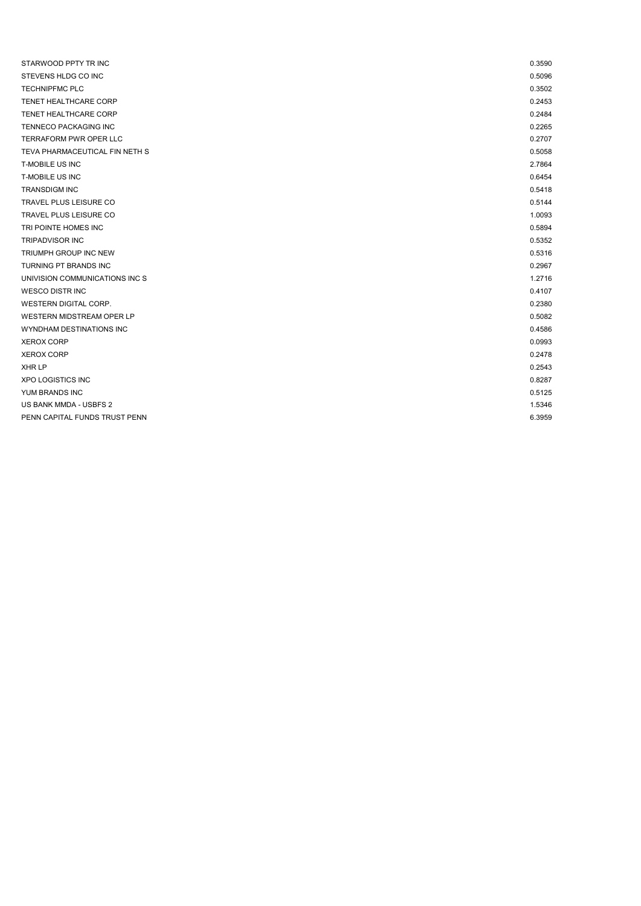| | |
|---|---|
| STARWOOD PPTY TR INC | 0.3590 |
| STEVENS HLDG CO INC | 0.5096 |
| TECHNIPFMC PLC | 0.3502 |
| TENET HEALTHCARE CORP | 0.2453 |
| TENET HEALTHCARE CORP | 0.2484 |
| TENNECO PACKAGING INC | 0.2265 |
| TERRAFORM PWR OPER LLC | 0.2707 |
| TEVA PHARMACEUTICAL FIN NETH S | 0.5058 |
| T-MOBILE US INC | 2.7864 |
| T-MOBILE US INC | 0.6454 |
| TRANSDIGM INC | 0.5418 |
| TRAVEL PLUS LEISURE CO | 0.5144 |
| TRAVEL PLUS LEISURE CO | 1.0093 |
| TRI POINTE HOMES INC | 0.5894 |
| TRIPADVISOR INC | 0.5352 |
| TRIUMPH GROUP INC NEW | 0.5316 |
| TURNING PT BRANDS INC | 0.2967 |
| UNIVISION COMMUNICATIONS INC S | 1.2716 |
| WESCO DISTR INC | 0.4107 |
| WESTERN DIGITAL CORP. | 0.2380 |
| WESTERN MIDSTREAM OPER LP | 0.5082 |
| WYNDHAM DESTINATIONS INC | 0.4586 |
| XEROX CORP | 0.0993 |
| XEROX CORP | 0.2478 |
| XHR LP | 0.2543 |
| XPO LOGISTICS INC | 0.8287 |
| YUM BRANDS INC | 0.5125 |
| US BANK MMDA - USBFS 2 | 1.5346 |
| PENN CAPITAL FUNDS TRUST PENN | 6.3959 |